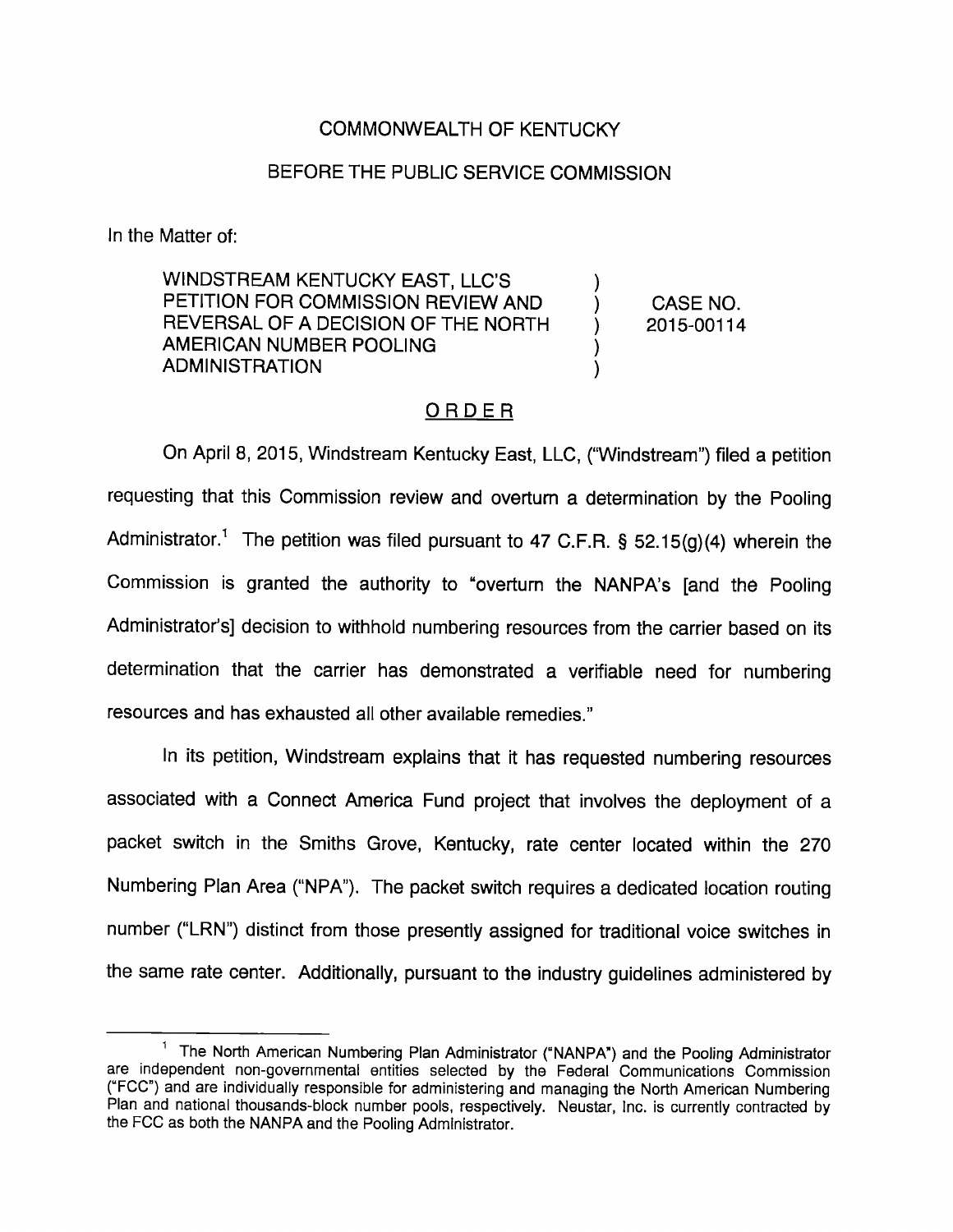COMMONWEALTH OF KENTUCKY

BEFORE THE PUBLIC SERVICE COMMISSION

In the Matter of:

| | | |
|---|---|---|
| WINDSTREAM KENTUCKY EAST, LLC'S PETITION FOR COMMISSION REVIEW AND REVERSAL OF A DECISION OF THE NORTH AMERICAN NUMBER POOLING ADMINISTRATION | ) ) ) ) ) | CASE NO. 2015-00114 |

## ORDER

On April 8, 2015, Windstream Kentucky East, LLC, ("Windstream") filed a petition requesting that this Commission review and overturn a determination by the Pooling Administrator.[1] The petition was filed pursuant to 47 C.F.R. § 52.15(g)(4) wherein the Commission is granted the authority to "overturn the NANPA's [and the Pooling Administrator's] decision to withhold numbering resources from the carrier based on its determination that the carrier has demonstrated a verifiable need for numbering resources and has exhausted all other available remedies."

In its petition, Windstream explains that it has requested numbering resources associated with a Connect America Fund project that involves the deployment of a packet switch in the Smiths Grove, Kentucky, rate center located within the 270 Numbering Plan Area ("NPA"). The packet switch requires a dedicated location routing number ("LRN") distinct from those presently assigned for traditional voice switches in the same rate center. Additionally, pursuant to the industry guidelines administered by

---

[1] The North American Numbering Plan Administrator ("NANPA") and the Pooling Administrator are independent non-governmental entities selected by the Federal Communications Commission ("FCC") and are individually responsible for administering and managing the North American Numbering Plan and national thousands-block number pools, respectively. Neustar, Inc. is currently contracted by the FCC as both the NANPA and the Pooling Administrator.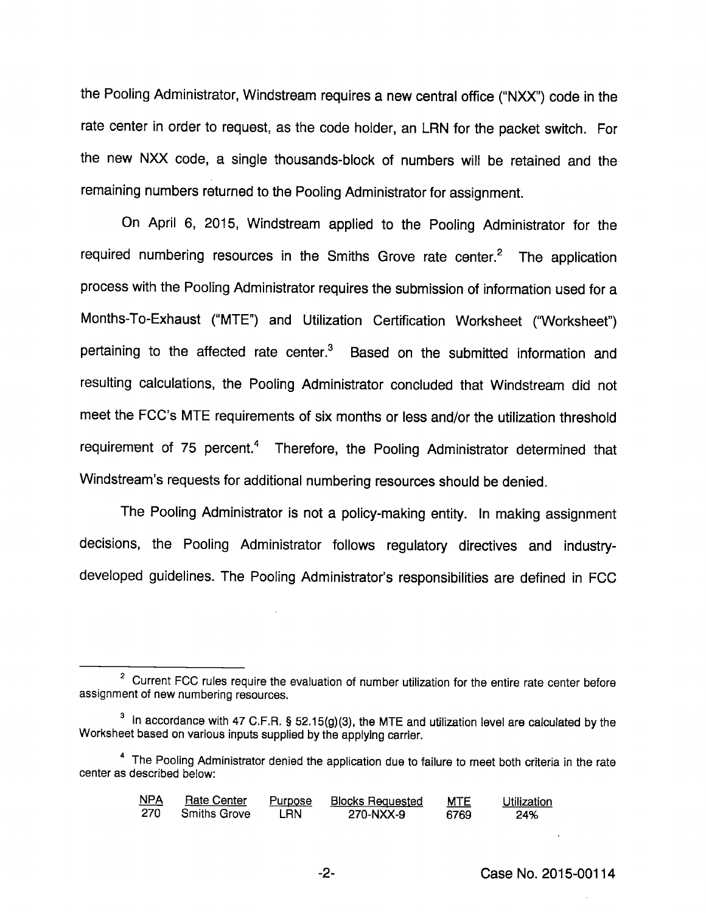the Pooling Administrator, Windstream requires a new central office ("NXX") code in the rate center in order to request, as the code holder, an LRN for the packet switch. For the new NXX code, a single thousands-block of numbers will be retained and the remaining numbers returned to the Pooling Administrator for assignment.

On April 6, 2015, Windstream applied to the Pooling Administrator for the required numbering resources in the Smiths Grove rate center.[2] The application process with the Pooling Administrator requires the submission of information used for a Months-To-Exhaust ("MTE") and Utilization Certification Worksheet ("Worksheet") pertaining to the affected rate center.[3] Based on the submitted information and resulting calculations, the Pooling Administrator concluded that Windstream did not meet the FCC's MTE requirements of six months or less and/or the utilization threshold requirement of 75 percent.[4] Therefore, the Pooling Administrator determined that Windstream's requests for additional numbering resources should be denied.

The Pooling Administrator is not a policy-making entity. In making assignment decisions, the Pooling Administrator follows regulatory directives and industry-developed guidelines. The Pooling Administrator's responsibilities are defined in FCC

---

[2] Current FCC rules require the evaluation of number utilization for the entire rate center before assignment of new numbering resources.

[3] In accordance with 47 C.F.R. § 52.15(g)(3), the MTE and utilization level are calculated by the Worksheet based on various inputs supplied by the applying carrier.

[4] The Pooling Administrator denied the application due to failure to meet both criteria in the rate center as described below:

| NPA | Rate Center | Purpose | Blocks Requested | MTE | Utilization |
|---|---|---|---|---|---|
| 270 | Smiths Grove | LRN | 270-NXX-9 | 6769 | 24% |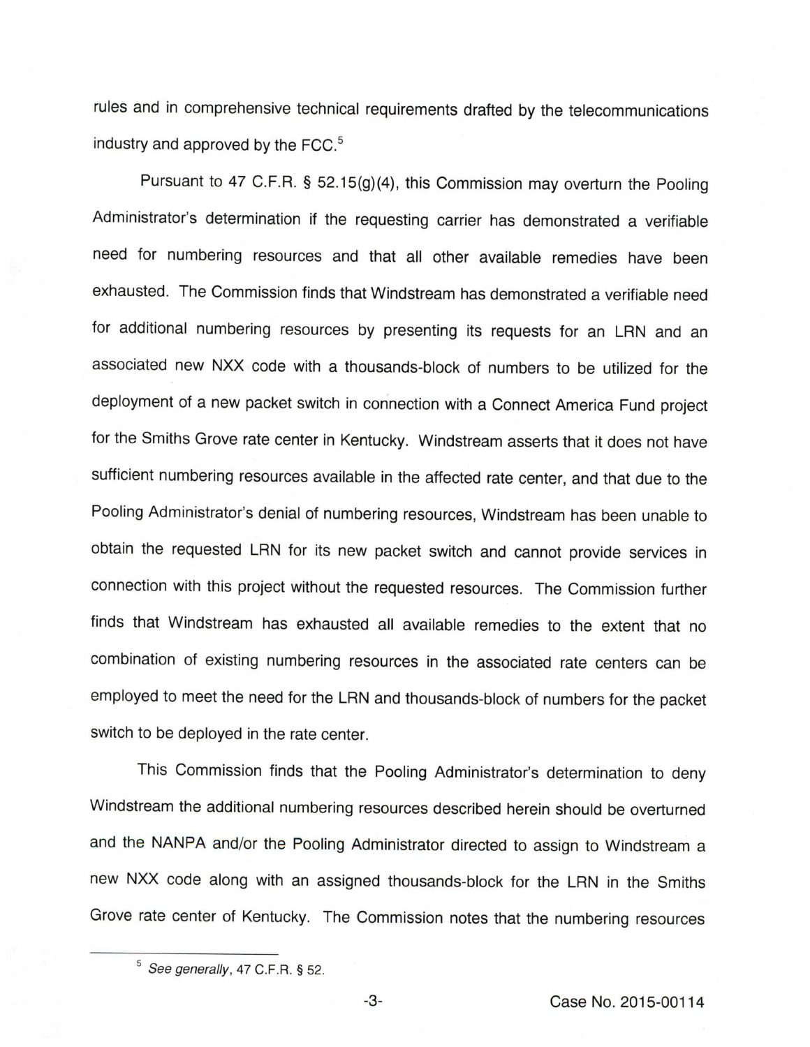rules and in comprehensive technical requirements drafted by the telecommunications industry and approved by the FCC.[5]

Pursuant to 47 C.F.R. § 52.15(g)(4), this Commission may overturn the Pooling Administrator's determination if the requesting carrier has demonstrated a verifiable need for numbering resources and that all other available remedies have been exhausted. The Commission finds that Windstream has demonstrated a verifiable need for additional numbering resources by presenting its requests for an LRN and an associated new NXX code with a thousands-block of numbers to be utilized for the deployment of a new packet switch in connection with a Connect America Fund project for the Smiths Grove rate center in Kentucky. Windstream asserts that it does not have sufficient numbering resources available in the affected rate center, and that due to the Pooling Administrator's denial of numbering resources, Windstream has been unable to obtain the requested LRN for its new packet switch and cannot provide services in connection with this project without the requested resources. The Commission further finds that Windstream has exhausted all available remedies to the extent that no combination of existing numbering resources in the associated rate centers can be employed to meet the need for the LRN and thousands-block of numbers for the packet switch to be deployed in the rate center.

This Commission finds that the Pooling Administrator's determination to deny Windstream the additional numbering resources described herein should be overturned and the NANPA and/or the Pooling Administrator directed to assign to Windstream a new NXX code along with an assigned thousands-block for the LRN in the Smiths Grove rate center of Kentucky. The Commission notes that the numbering resources

[5] *See generally*, 47 C.F.R. § 52.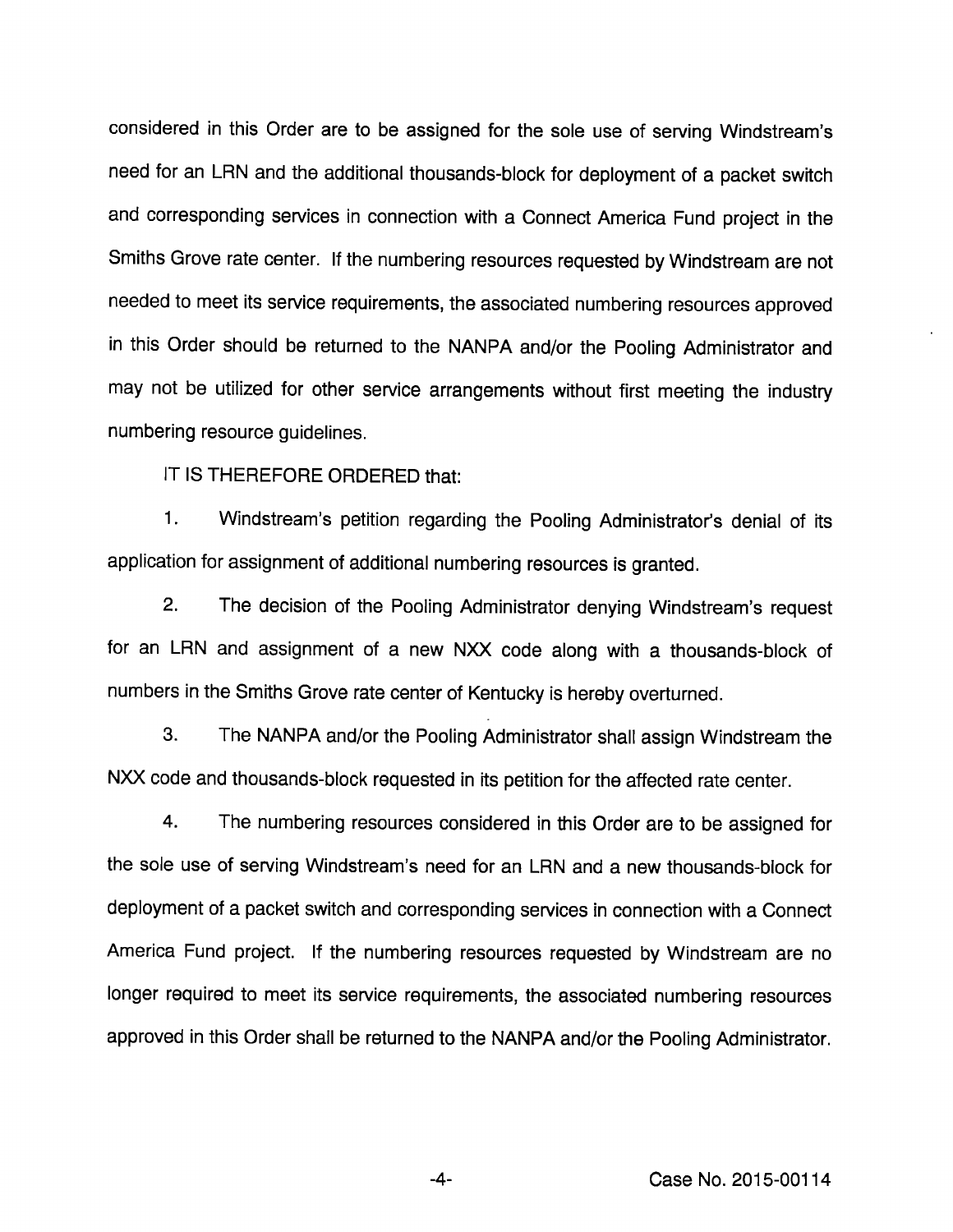considered in this Order are to be assigned for the sole use of serving Windstream's need for an LRN and the additional thousands-block for deployment of a packet switch and corresponding services in connection with a Connect America Fund project in the Smiths Grove rate center. If the numbering resources requested by Windstream are not needed to meet its service requirements, the associated numbering resources approved in this Order should be returned to the NANPA and/or the Pooling Administrator and may not be utilized for other service arrangements without first meeting the industry numbering resource guidelines.

IT IS THEREFORE ORDERED that:

1. Windstream's petition regarding the Pooling Administrator's denial of its application for assignment of additional numbering resources is granted.

2. The decision of the Pooling Administrator denying Windstream's request for an LRN and assignment of a new NXX code along with a thousands-block of numbers in the Smiths Grove rate center of Kentucky is hereby overturned.

3. The NANPA and/or the Pooling Administrator shall assign Windstream the NXX code and thousands-block requested in its petition for the affected rate center.

4. The numbering resources considered in this Order are to be assigned for the sole use of serving Windstream's need for an LRN and a new thousands-block for deployment of a packet switch and corresponding services in connection with a Connect America Fund project. If the numbering resources requested by Windstream are no longer required to meet its service requirements, the associated numbering resources approved in this Order shall be returned to the NANPA and/or the Pooling Administrator.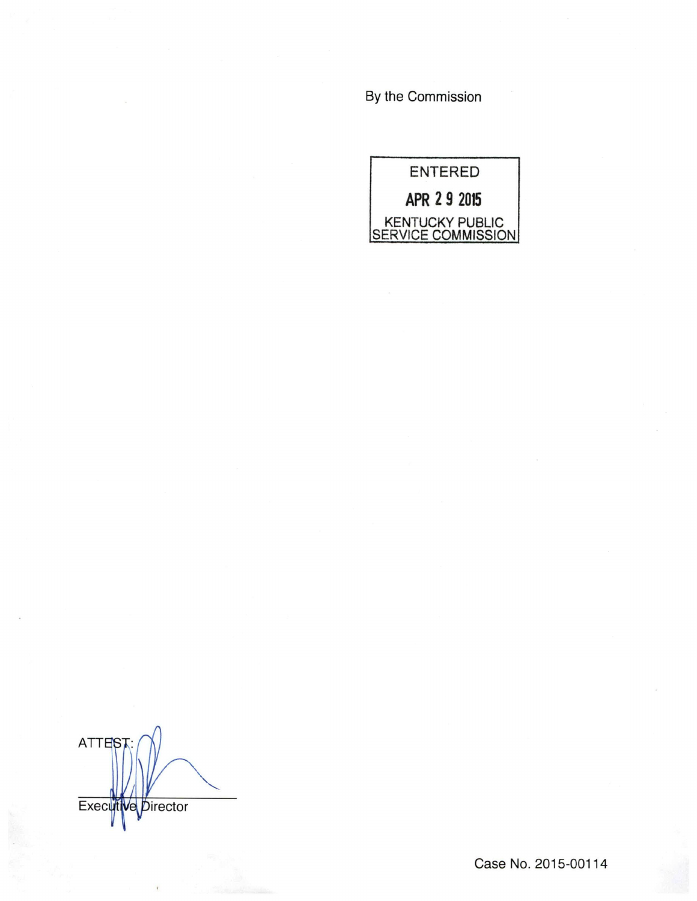By the Commission

ENTERED

APR 29 2015

KENTUCKY PUBLIC SERVICE COMMISSION

ATTEST:

Executive Director

Case No. 2015-00114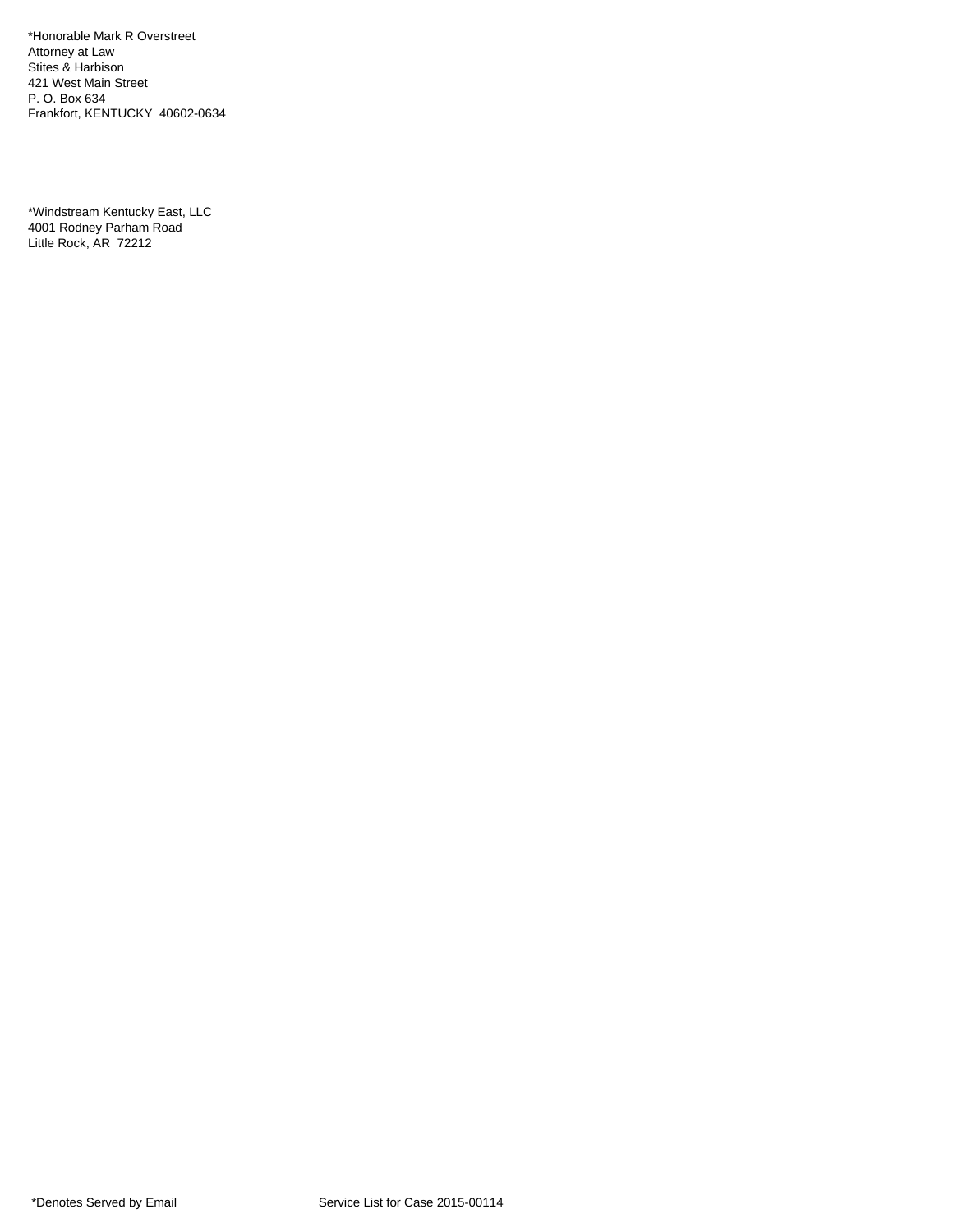*Honorable Mark R Overstreet
Attorney at Law
Stites & Harbison
421 West Main Street
P. O. Box 634
Frankfort, KENTUCKY 40602-0634

*Windstream Kentucky East, LLC
4001 Rodney Parham Road
Little Rock, AR 72212

*Denotes Served by Email

Service List for Case 2015-00114